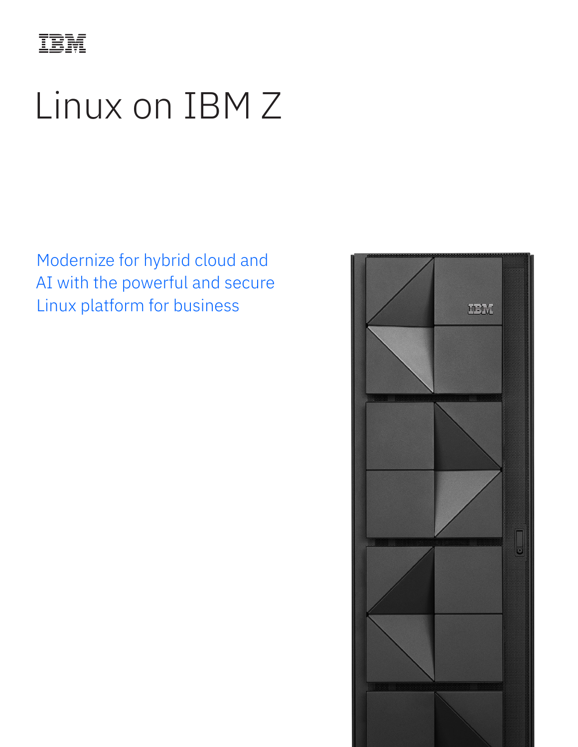IBM

# Linux on IBM Z

Modernize for hybrid cloud and AI with the powerful and secure Linux platform for business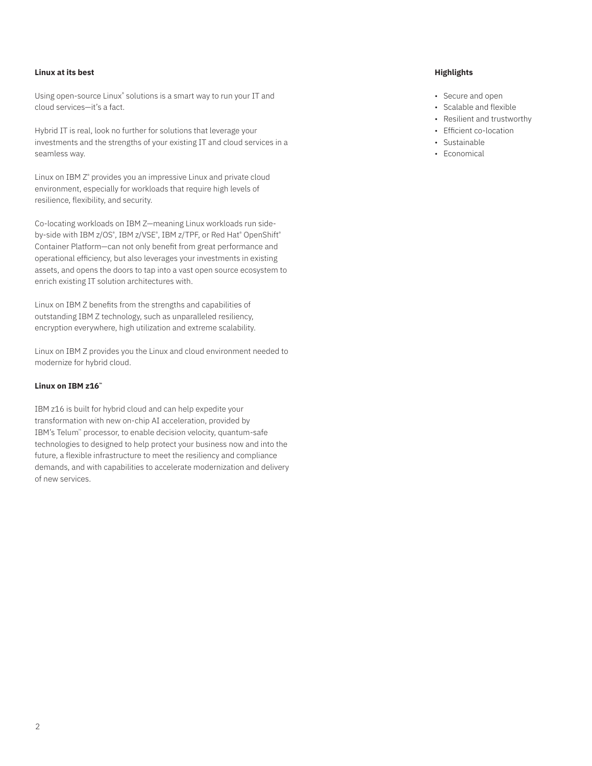## Linux at its best

Using open-source Linux® solutions is a smart way to run your IT and cloud services—it's a fact.

Hybrid IT is real, look no further for solutions that leverage your investments and the strengths of your existing IT and cloud services in a seamless way.

Linux on IBM Z® provides you an impressive Linux and private cloud environment, especially for workloads that require high levels of resilience, flexibility, and security.

Co-locating workloads on IBM Z—meaning Linux workloads run side-by-side with IBM z/OS®, IBM z/VSE®, IBM z/TPF, or Red Hat® OpenShift® Container Platform—can not only benefit from great performance and operational efficiency, but also leverages your investments in existing assets, and opens the doors to tap into a vast open source ecosystem to enrich existing IT solution architectures with.

Linux on IBM Z benefits from the strengths and capabilities of outstanding IBM Z technology, such as unparalleled resiliency, encryption everywhere, high utilization and extreme scalability.

Linux on IBM Z provides you the Linux and cloud environment needed to modernize for hybrid cloud.

## Linux on IBM z16™

IBM z16 is built for hybrid cloud and can help expedite your transformation with new on-chip AI acceleration, provided by IBM's Telum™ processor, to enable decision velocity, quantum-safe technologies to designed to help protect your business now and into the future, a flexible infrastructure to meet the resiliency and compliance demands, and with capabilities to accelerate modernization and delivery of new services.

## Highlights

- Secure and open
- Scalable and flexible
- Resilient and trustworthy
- Efficient co-location
- Sustainable
- Economical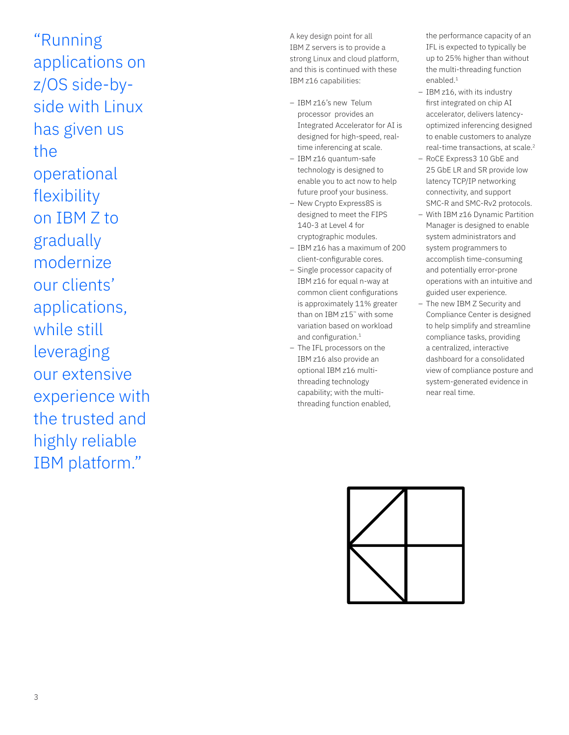"Running applications on z/OS side-by-side with Linux has given us the operational flexibility on IBM Z to gradually modernize our clients' applications, while still leveraging our extensive experience with the trusted and highly reliable IBM platform."

A key design point for all IBM Z servers is to provide a strong Linux and cloud platform, and this is continued with these IBM z16 capabilities:

- IBM z16's new Telum processor provides an Integrated Accelerator for AI is designed for high-speed, real-time inferencing at scale.
- IBM z16 quantum-safe technology is designed to enable you to act now to help future proof your business.
- New Crypto Express8S is designed to meet the FIPS 140-3 at Level 4 for cryptographic modules.
- IBM z16 has a maximum of 200 client-configurable cores.
- Single processor capacity of IBM z16 for equal n-way at common client configurations is approximately 11% greater than on IBM z15™ with some variation based on workload and configuration.[1]
- The IFL processors on the IBM z16 also provide an optional IBM z16 multi-threading technology capability; with the multi-threading function enabled, the performance capacity of an IFL is expected to typically be up to 25% higher than without the multi-threading function enabled.[1]
- IBM z16, with its industry first integrated on chip AI accelerator, delivers latency-optimized inferencing designed to enable customers to analyze real-time transactions, at scale.[2]
- RoCE Express3 10 GbE and 25 GbE LR and SR provide low latency TCP/IP networking connectivity, and support SMC-R and SMC-Rv2 protocols.
- With IBM z16 Dynamic Partition Manager is designed to enable system administrators and system programmers to accomplish time-consuming and potentially error-prone operations with an intuitive and guided user experience.
- The new IBM Z Security and Compliance Center is designed to help simplify and streamline compliance tasks, providing a centralized, interactive dashboard for a consolidated view of compliance posture and system-generated evidence in near real time.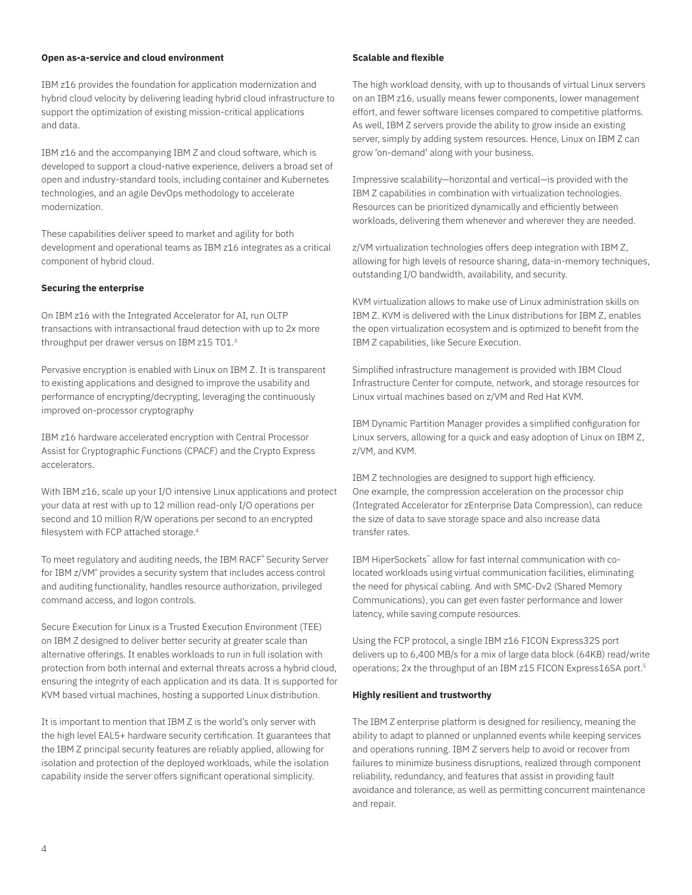**Open as-a-service and cloud environment**

IBM z16 provides the foundation for application modernization and hybrid cloud velocity by delivering leading hybrid cloud infrastructure to support the optimization of existing mission-critical applications and data.

IBM z16 and the accompanying IBM Z and cloud software, which is developed to support a cloud-native experience, delivers a broad set of open and industry-standard tools, including container and Kubernetes technologies, and an agile DevOps methodology to accelerate modernization.

These capabilities deliver speed to market and agility for both development and operational teams as IBM z16 integrates as a critical component of hybrid cloud.

**Securing the enterprise**

On IBM z16 with the Integrated Accelerator for AI, run OLTP transactions with intransactional fraud detection with up to 2x more throughput per drawer versus on IBM z15 T01.[3]

Pervasive encryption is enabled with Linux on IBM Z. It is transparent to existing applications and designed to improve the usability and performance of encrypting/decrypting, leveraging the continuously improved on-processor cryptography

IBM z16 hardware accelerated encryption with Central Processor Assist for Cryptographic Functions (CPACF) and the Crypto Express accelerators.

With IBM z16, scale up your I/O intensive Linux applications and protect your data at rest with up to 12 million read-only I/O operations per second and 10 million R/W operations per second to an encrypted filesystem with FCP attached storage.[4]

To meet regulatory and auditing needs, the IBM RACF® Security Server for IBM z/VM® provides a security system that includes access control and auditing functionality, handles resource authorization, privileged command access, and logon controls.

Secure Execution for Linux is a Trusted Execution Environment (TEE) on IBM Z designed to deliver better security at greater scale than alternative offerings. It enables workloads to run in full isolation with protection from both internal and external threats across a hybrid cloud, ensuring the integrity of each application and its data. It is supported for KVM based virtual machines, hosting a supported Linux distribution.

It is important to mention that IBM Z is the world's only server with the high level EAL5+ hardware security certification. It guarantees that the IBM Z principal security features are reliably applied, allowing for isolation and protection of the deployed workloads, while the isolation capability inside the server offers significant operational simplicity.

**Scalable and flexible**

The high workload density, with up to thousands of virtual Linux servers on an IBM z16, usually means fewer components, lower management effort, and fewer software licenses compared to competitive platforms. As well, IBM Z servers provide the ability to grow inside an existing server, simply by adding system resources. Hence, Linux on IBM Z can grow 'on-demand' along with your business.

Impressive scalability—horizontal and vertical—is provided with the IBM Z capabilities in combination with virtualization technologies. Resources can be prioritized dynamically and efficiently between workloads, delivering them whenever and wherever they are needed.

z/VM virtualization technologies offers deep integration with IBM Z, allowing for high levels of resource sharing, data-in-memory techniques, outstanding I/O bandwidth, availability, and security.

KVM virtualization allows to make use of Linux administration skills on IBM Z. KVM is delivered with the Linux distributions for IBM Z, enables the open virtualization ecosystem and is optimized to benefit from the IBM Z capabilities, like Secure Execution.

Simplified infrastructure management is provided with IBM Cloud Infrastructure Center for compute, network, and storage resources for Linux virtual machines based on z/VM and Red Hat KVM.

IBM Dynamic Partition Manager provides a simplified configuration for Linux servers, allowing for a quick and easy adoption of Linux on IBM Z, z/VM, and KVM.

IBM Z technologies are designed to support high efficiency. One example, the compression acceleration on the processor chip (Integrated Accelerator for zEnterprise Data Compression), can reduce the size of data to save storage space and also increase data transfer rates.

IBM HiperSockets™ allow for fast internal communication with co-located workloads using virtual communication facilities, eliminating the need for physical cabling. And with SMC-Dv2 (Shared Memory Communications), you can get even faster performance and lower latency, while saving compute resources.

Using the FCP protocol, a single IBM z16 FICON Express32S port delivers up to 6,400 MB/s for a mix of large data block (64KB) read/write operations; 2x the throughput of an IBM z15 FICON Express16SA port.[5]

**Highly resilient and trustworthy**

The IBM Z enterprise platform is designed for resiliency, meaning the ability to adapt to planned or unplanned events while keeping services and operations running. IBM Z servers help to avoid or recover from failures to minimize business disruptions, realized through component reliability, redundancy, and features that assist in providing fault avoidance and tolerance, as well as permitting concurrent maintenance and repair.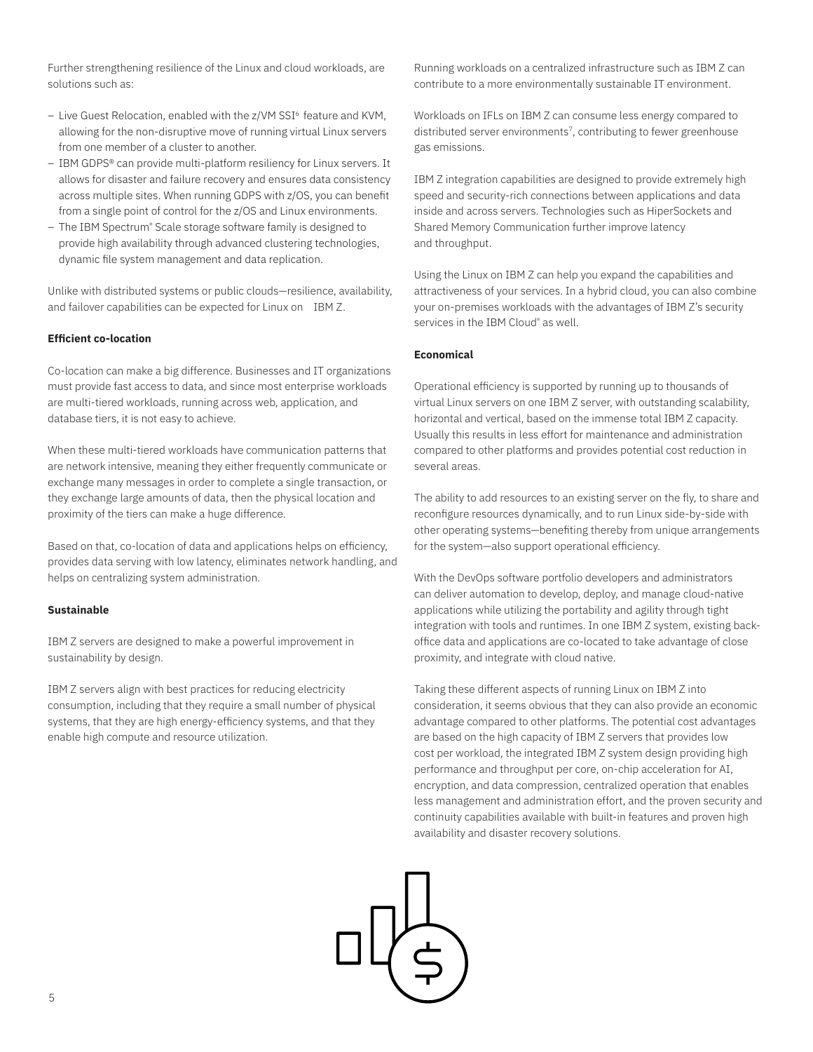Further strengthening resilience of the Linux and cloud workloads, are solutions such as:

– Live Guest Relocation, enabled with the z/VM SSI[6] feature and KVM, allowing for the non-disruptive move of running virtual Linux servers from one member of a cluster to another.
– IBM GDPS® can provide multi-platform resiliency for Linux servers. It allows for disaster and failure recovery and ensures data consistency across multiple sites. When running GDPS with z/OS, you can benefit from a single point of control for the z/OS and Linux environments.
– The IBM Spectrum® Scale storage software family is designed to provide high availability through advanced clustering technologies, dynamic file system management and data replication.

Unlike with distributed systems or public clouds—resilience, availability, and failover capabilities can be expected for Linux on IBM Z.

**Efficient co-location**

Co-location can make a big difference. Businesses and IT organizations must provide fast access to data, and since most enterprise workloads are multi-tiered workloads, running across web, application, and database tiers, it is not easy to achieve.

When these multi-tiered workloads have communication patterns that are network intensive, meaning they either frequently communicate or exchange many messages in order to complete a single transaction, or they exchange large amounts of data, then the physical location and proximity of the tiers can make a huge difference.

Based on that, co-location of data and applications helps on efficiency, provides data serving with low latency, eliminates network handling, and helps on centralizing system administration.

**Sustainable**

IBM Z servers are designed to make a powerful improvement in sustainability by design.

IBM Z servers align with best practices for reducing electricity consumption, including that they require a small number of physical systems, that they are high energy-efficiency systems, and that they enable high compute and resource utilization.

Running workloads on a centralized infrastructure such as IBM Z can contribute to a more environmentally sustainable IT environment.

Workloads on IFLs on IBM Z can consume less energy compared to distributed server environments[7], contributing to fewer greenhouse gas emissions.

IBM Z integration capabilities are designed to provide extremely high speed and security-rich connections between applications and data inside and across servers. Technologies such as HiperSockets and Shared Memory Communication further improve latency and throughput.

Using the Linux on IBM Z can help you expand the capabilities and attractiveness of your services. In a hybrid cloud, you can also combine your on-premises workloads with the advantages of IBM Z's security services in the IBM Cloud® as well.

**Economical**

Operational efficiency is supported by running up to thousands of virtual Linux servers on one IBM Z server, with outstanding scalability, horizontal and vertical, based on the immense total IBM Z capacity. Usually this results in less effort for maintenance and administration compared to other platforms and provides potential cost reduction in several areas.

The ability to add resources to an existing server on the fly, to share and reconfigure resources dynamically, and to run Linux side-by-side with other operating systems—benefiting thereby from unique arrangements for the system—also support operational efficiency.

With the DevOps software portfolio developers and administrators can deliver automation to develop, deploy, and manage cloud-native applications while utilizing the portability and agility through tight integration with tools and runtimes. In one IBM Z system, existing back-office data and applications are co-located to take advantage of close proximity, and integrate with cloud native.

Taking these different aspects of running Linux on IBM Z into consideration, it seems obvious that they can also provide an economic advantage compared to other platforms. The potential cost advantages are based on the high capacity of IBM Z servers that provides low cost per workload, the integrated IBM Z system design providing high performance and throughput per core, on-chip acceleration for AI, encryption, and data compression, centralized operation that enables less management and administration effort, and the proven security and continuity capabilities available with built-in features and proven high availability and disaster recovery solutions.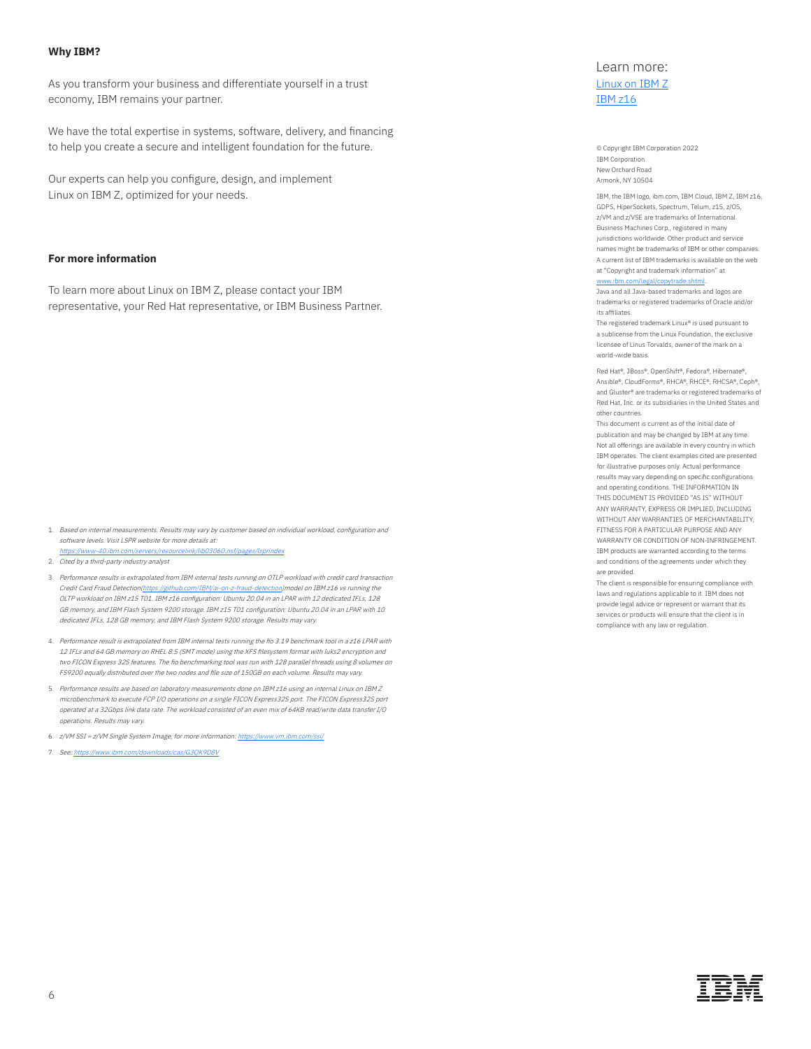**Why IBM?**

As you transform your business and differentiate yourself in a trust economy, IBM remains your partner.

We have the total expertise in systems, software, delivery, and financing to help you create a secure and intelligent foundation for the future.

Our experts can help you configure, design, and implement Linux on IBM Z, optimized for your needs.

**For more information**

To learn more about Linux on IBM Z, please contact your IBM representative, your Red Hat representative, or IBM Business Partner.

1. *Based on internal measurements. Results may vary by customer based on individual workload, configuration and software levels. Visit LSPR website for more details at: https://www-40.ibm.com/servers/resourcelink/lib03060.nsf/pages/lsprindex*
2. *Cited by a third-party industry analyst*
3. *Performance results is extrapolated from IBM internal tests running on OTLP workload with credit card transaction Credit Card Fraud Detection(https://github.com/IBM/ai-on-z-fraud-detection)model on IBM z16 vs running the OLTP workload on IBM z15 T01. IBM z16 configuration: Ubuntu 20.04 in an LPAR with 12 dedicated IFLs, 128 GB memory, and IBM Flash System 9200 storage. IBM z15 T01 configuration: Ubuntu 20.04 in an LPAR with 10 dedicated IFLs, 128 GB memory, and IBM Flash System 9200 storage. Results may vary.*
4. *Performance result is extrapolated from IBM internal tests running the fio 3.19 benchmark tool in a z16 LPAR with 12 IFLs and 64 GB memory on RHEL 8.5 (SMT mode) using the XFS filesystem format with luks2 encryption and two FICON Express 32S features. The fio benchmarking tool was run with 128 parallel threads using 8 volumes on FS9200 equally distributed over the two nodes and file size of 150GB on each volume. Results may vary.*
5. *Performance results are based on laboratory measurements done on IBM z16 using an internal Linux on IBM Z microbenchmark to execute FCP I/O operations on a single FICON Express32S port. The FICON Express32S port operated at a 32Gbps link data rate. The workload consisted of an even mix of 64KB read/write data transfer I/O operations. Results may vary.*
6. *z/VM SSI = z/VM Single System Image, for more information: https://www.vm.ibm.com/ssi/*
7. *See: https://www.ibm.com/downloads/cas/G3QK9D8V*

Learn more:
[Linux on IBM Z]
[IBM z16]

© Copyright IBM Corporation 2022
IBM Corporation
New Orchard Road
Armonk, NY 10504

IBM, the IBM logo, ibm.com, IBM Cloud, IBM Z, IBM z16, GDPS, HiperSockets, Spectrum, Telum, z15, z/OS, z/VM and z/VSE are trademarks of International Business Machines Corp., registered in many jurisdictions worldwide. Other product and service names might be trademarks of IBM or other companies. A current list of IBM trademarks is available on the web at "Copyright and trademark information" at www.ibm.com/legal/copytrade.shtml.

Java and all Java-based trademarks and logos are trademarks or registered trademarks of Oracle and/or its affiliates.

The registered trademark Linux® is used pursuant to a sublicense from the Linux Foundation, the exclusive licensee of Linus Torvalds, owner of the mark on a world-wide basis.

Red Hat®, JBoss®, OpenShift®, Fedora®, Hibernate®, Ansible®, CloudForms®, RHCA®, RHCE®, RHCSA®, Ceph®, and Gluster® are trademarks or registered trademarks of Red Hat, Inc. or its subsidiaries in the United States and other countries.

This document is current as of the initial date of publication and may be changed by IBM at any time. Not all offerings are available in every country in which IBM operates. The client examples cited are presented for illustrative purposes only. Actual performance results may vary depending on specific configurations and operating conditions. THE INFORMATION IN THIS DOCUMENT IS PROVIDED "AS IS" WITHOUT ANY WARRANTY, EXPRESS OR IMPLIED, INCLUDING WITHOUT ANY WARRANTIES OF MERCHANTABILITY, FITNESS FOR A PARTICULAR PURPOSE AND ANY WARRANTY OR CONDITION OF NON-INFRINGEMENT. IBM products are warranted according to the terms and conditions of the agreements under which they are provided.

The client is responsible for ensuring compliance with laws and regulations applicable to it. IBM does not provide legal advice or represent or warrant that its services or products will ensure that the client is in compliance with any law or regulation.